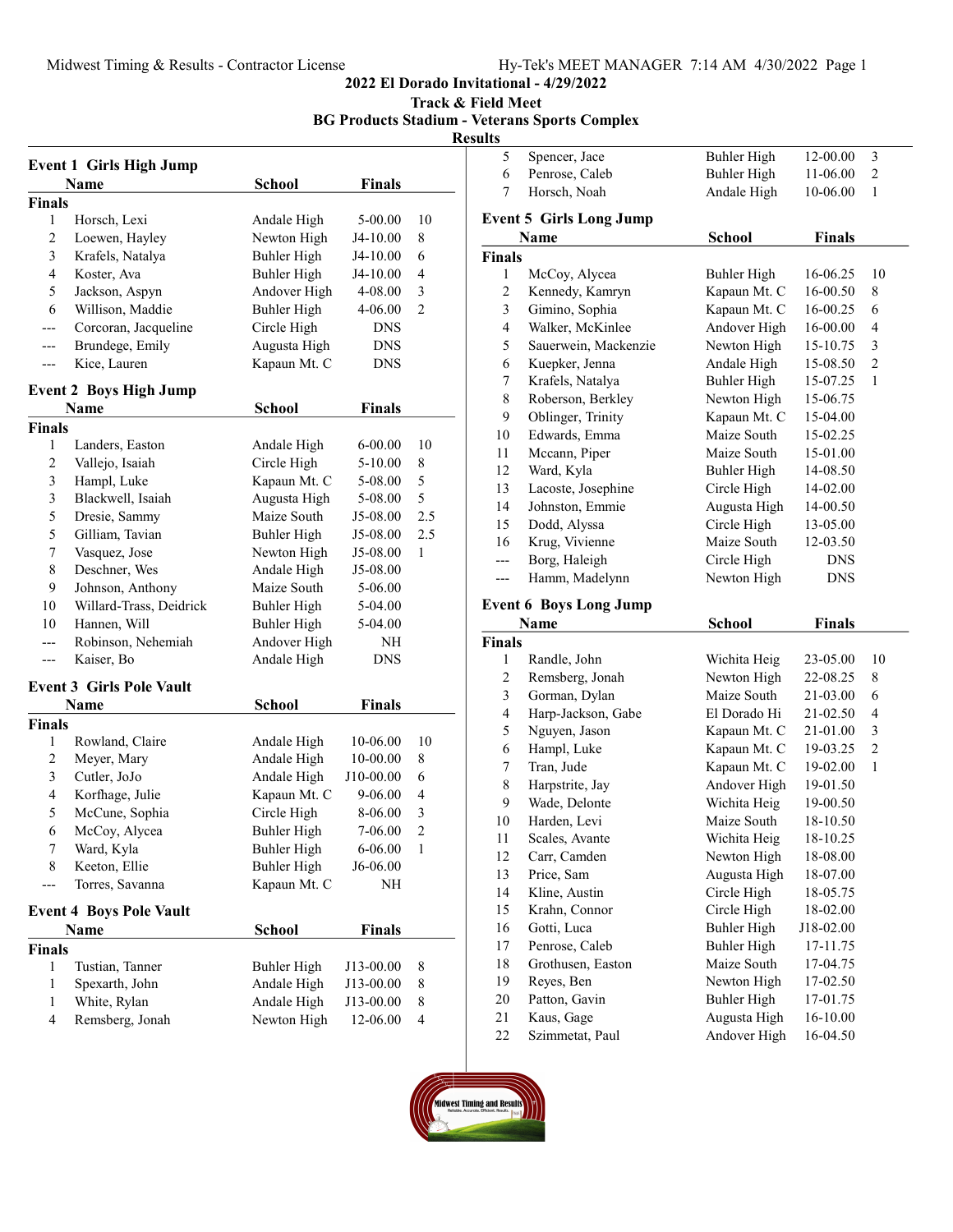**2022 El Dorado Invitational - 4/29/2022**

**Track & Field Meet**

**BG Products Stadium - Veterans Sports Complex**

**Results**

### Event 1 Girls High Jump

**Finals**

| | Name | School | Finals | |
|---|---|---|---|---|
| 1 | Horsch, Lexi | Andale High | 5-00.00 | 10 |
| 2 | Loewen, Hayley | Newton High | J4-10.00 | 8 |
| 3 | Krafels, Natalya | Buhler High | J4-10.00 | 6 |
| 4 | Koster, Ava | Buhler High | J4-10.00 | 4 |
| 5 | Jackson, Aspyn | Andover High | 4-08.00 | 3 |
| 6 | Willison, Maddie | Buhler High | 4-06.00 | 2 |
| --- | Corcoran, Jacqueline | Circle High | DNS | |
| --- | Brundege, Emily | Augusta High | DNS | |
| --- | Kice, Lauren | Kapaun Mt. C | DNS | |

### Event 2 Boys High Jump

**Finals**

| | Name | School | Finals | |
|---|---|---|---|---|
| 1 | Landers, Easton | Andale High | 6-00.00 | 10 |
| 2 | Vallejo, Isaiah | Circle High | 5-10.00 | 8 |
| 3 | Hampl, Luke | Kapaun Mt. C | 5-08.00 | 5 |
| 3 | Blackwell, Isaiah | Augusta High | 5-08.00 | 5 |
| 5 | Dresie, Sammy | Maize South | J5-08.00 | 2.5 |
| 5 | Gilliam, Tavian | Buhler High | J5-08.00 | 2.5 |
| 7 | Vasquez, Jose | Newton High | J5-08.00 | 1 |
| 8 | Deschner, Wes | Andale High | J5-08.00 | |
| 9 | Johnson, Anthony | Maize South | 5-06.00 | |
| 10 | Willard-Trass, Deidrick | Buhler High | 5-04.00 | |
| 10 | Hannen, Will | Buhler High | 5-04.00 | |
| --- | Robinson, Nehemiah | Andover High | NH | |
| --- | Kaiser, Bo | Andale High | DNS | |

### Event 3 Girls Pole Vault

**Finals**

| | Name | School | Finals | |
|---|---|---|---|---|
| 1 | Rowland, Claire | Andale High | 10-06.00 | 10 |
| 2 | Meyer, Mary | Andale High | 10-00.00 | 8 |
| 3 | Cutler, JoJo | Andale High | J10-00.00 | 6 |
| 4 | Korfhage, Julie | Kapaun Mt. C | 9-06.00 | 4 |
| 5 | McCune, Sophia | Circle High | 8-06.00 | 3 |
| 6 | McCoy, Alycea | Buhler High | 7-06.00 | 2 |
| 7 | Ward, Kyla | Buhler High | 6-06.00 | 1 |
| 8 | Keeton, Ellie | Buhler High | J6-06.00 | |
| --- | Torres, Savanna | Kapaun Mt. C | NH | |

### Event 4 Boys Pole Vault

**Finals**

| | Name | School | Finals | |
|---|---|---|---|---|
| 1 | Tustian, Tanner | Buhler High | J13-00.00 | 8 |
| 1 | Spexarth, John | Andale High | J13-00.00 | 8 |
| 1 | White, Rylan | Andale High | J13-00.00 | 8 |
| 4 | Remsberg, Jonah | Newton High | 12-06.00 | 4 |
| 5 | Spencer, Jace | Buhler High | 12-00.00 | 3 |
| 6 | Penrose, Caleb | Buhler High | 11-06.00 | 2 |
| 7 | Horsch, Noah | Andale High | 10-06.00 | 1 |

### Event 5 Girls Long Jump

**Finals**

| | Name | School | Finals | |
|---|---|---|---|---|
| 1 | McCoy, Alycea | Buhler High | 16-06.25 | 10 |
| 2 | Kennedy, Kamryn | Kapaun Mt. C | 16-00.50 | 8 |
| 3 | Gimino, Sophia | Kapaun Mt. C | 16-00.25 | 6 |
| 4 | Walker, McKinlee | Andover High | 16-00.00 | 4 |
| 5 | Sauerwein, Mackenzie | Newton High | 15-10.75 | 3 |
| 6 | Kuepker, Jenna | Andale High | 15-08.50 | 2 |
| 7 | Krafels, Natalya | Buhler High | 15-07.25 | 1 |
| 8 | Roberson, Berkley | Newton High | 15-06.75 | |
| 9 | Oblinger, Trinity | Kapaun Mt. C | 15-04.00 | |
| 10 | Edwards, Emma | Maize South | 15-02.25 | |
| 11 | Mccann, Piper | Maize South | 15-01.00 | |
| 12 | Ward, Kyla | Buhler High | 14-08.50 | |
| 13 | Lacoste, Josephine | Circle High | 14-02.00 | |
| 14 | Johnston, Emmie | Augusta High | 14-00.50 | |
| 15 | Dodd, Alyssa | Circle High | 13-05.00 | |
| 16 | Krug, Vivienne | Maize South | 12-03.50 | |
| --- | Borg, Haleigh | Circle High | DNS | |
| --- | Hamm, Madelynn | Newton High | DNS | |

### Event 6 Boys Long Jump

**Finals**

| | Name | School | Finals | |
|---|---|---|---|---|
| 1 | Randle, John | Wichita Heig | 23-05.00 | 10 |
| 2 | Remsberg, Jonah | Newton High | 22-08.25 | 8 |
| 3 | Gorman, Dylan | Maize South | 21-03.00 | 6 |
| 4 | Harp-Jackson, Gabe | El Dorado Hi | 21-02.50 | 4 |
| 5 | Nguyen, Jason | Kapaun Mt. C | 21-01.00 | 3 |
| 6 | Hampl, Luke | Kapaun Mt. C | 19-03.25 | 2 |
| 7 | Tran, Jude | Kapaun Mt. C | 19-02.00 | 1 |
| 8 | Harpstrite, Jay | Andover High | 19-01.50 | |
| 9 | Wade, Delonte | Wichita Heig | 19-00.50 | |
| 10 | Harden, Levi | Maize South | 18-10.50 | |
| 11 | Scales, Avante | Wichita Heig | 18-10.25 | |
| 12 | Carr, Camden | Newton High | 18-08.00 | |
| 13 | Price, Sam | Augusta High | 18-07.00 | |
| 14 | Kline, Austin | Circle High | 18-05.75 | |
| 15 | Krahn, Connor | Circle High | 18-02.00 | |
| 16 | Gotti, Luca | Buhler High | J18-02.00 | |
| 17 | Penrose, Caleb | Buhler High | 17-11.75 | |
| 18 | Grothusen, Easton | Maize South | 17-04.75 | |
| 19 | Reyes, Ben | Newton High | 17-02.50 | |
| 20 | Patton, Gavin | Buhler High | 17-01.75 | |
| 21 | Kaus, Gage | Augusta High | 16-10.00 | |
| 22 | Szimmetat, Paul | Andover High | 16-04.50 | |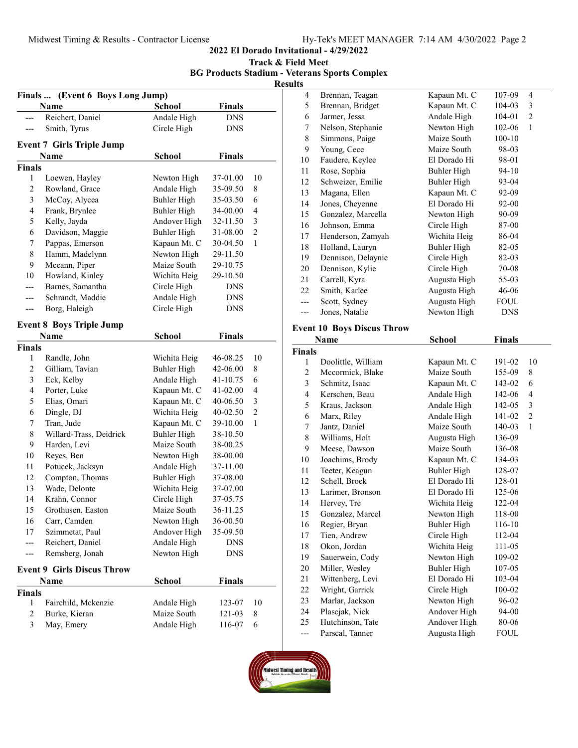# 2022 El Dorado Invitational - 4/29/2022

## Track & Field Meet

### BG Products Stadium - Veterans Sports Complex

### Results

**Finals ... (Event 6 Boys Long Jump)**

| | Name | School | Finals | |
|---|---|---|---|---|
| --- | Reichert, Daniel | Andale High | DNS | |
| --- | Smith, Tyrus | Circle High | DNS | |

**Event 7 Girls Triple Jump**

| | Name | School | Finals | |
|---|---|---|---|---|
| **Finals** | | | | |
| 1 | Loewen, Hayley | Newton High | 37-01.00 | 10 |
| 2 | Rowland, Grace | Andale High | 35-09.50 | 8 |
| 3 | McCoy, Alycea | Buhler High | 35-03.50 | 6 |
| 4 | Frank, Brynlee | Buhler High | 34-00.00 | 4 |
| 5 | Kelly, Jayda | Andover High | 32-11.50 | 3 |
| 6 | Davidson, Maggie | Buhler High | 31-08.00 | 2 |
| 7 | Pappas, Emerson | Kapaun Mt. C | 30-04.50 | 1 |
| 8 | Hamm, Madelynn | Newton High | 29-11.50 | |
| 9 | Mccann, Piper | Maize South | 29-10.75 | |
| 10 | Howland, Kinley | Wichita Heig | 29-10.50 | |
| --- | Barnes, Samantha | Circle High | DNS | |
| --- | Schrandt, Maddie | Andale High | DNS | |
| --- | Borg, Haleigh | Circle High | DNS | |

**Event 8 Boys Triple Jump**

| | Name | School | Finals | |
|---|---|---|---|---|
| **Finals** | | | | |
| 1 | Randle, John | Wichita Heig | 46-08.25 | 10 |
| 2 | Gilliam, Tavian | Buhler High | 42-06.00 | 8 |
| 3 | Eck, Kelby | Andale High | 41-10.75 | 6 |
| 4 | Porter, Luke | Kapaun Mt. C | 41-02.00 | 4 |
| 5 | Elias, Omari | Kapaun Mt. C | 40-06.50 | 3 |
| 6 | Dingle, DJ | Wichita Heig | 40-02.50 | 2 |
| 7 | Tran, Jude | Kapaun Mt. C | 39-10.00 | 1 |
| 8 | Willard-Trass, Deidrick | Buhler High | 38-10.50 | |
| 9 | Harden, Levi | Maize South | 38-00.25 | |
| 10 | Reyes, Ben | Newton High | 38-00.00 | |
| 11 | Potucek, Jacksyn | Andale High | 37-11.00 | |
| 12 | Compton, Thomas | Buhler High | 37-08.00 | |
| 13 | Wade, Delonte | Wichita Heig | 37-07.00 | |
| 14 | Krahn, Connor | Circle High | 37-05.75 | |
| 15 | Grothusen, Easton | Maize South | 36-11.25 | |
| 16 | Carr, Camden | Newton High | 36-00.50 | |
| 17 | Szimmetat, Paul | Andover High | 35-09.50 | |
| --- | Reichert, Daniel | Andale High | DNS | |
| --- | Remsberg, Jonah | Newton High | DNS | |

**Event 9 Girls Discus Throw**

| | Name | School | Finals | |
|---|---|---|---|---|
| **Finals** | | | | |
| 1 | Fairchild, Mckenzie | Andale High | 123-07 | 10 |
| 2 | Burke, Kieran | Maize South | 121-03 | 8 |
| 3 | May, Emery | Andale High | 116-07 | 6 |
| 4 | Brennan, Teagan | Kapaun Mt. C | 107-09 | 4 |
| 5 | Brennan, Bridget | Kapaun Mt. C | 104-03 | 3 |
| 6 | Jarmer, Jessa | Andale High | 104-01 | 2 |
| 7 | Nelson, Stephanie | Newton High | 102-06 | 1 |
| 8 | Simmons, Paige | Maize South | 100-10 | |
| 9 | Young, Cece | Maize South | 98-03 | |
| 10 | Faudere, Keylee | El Dorado Hi | 98-01 | |
| 11 | Rose, Sophia | Buhler High | 94-10 | |
| 12 | Schweizer, Emilie | Buhler High | 93-04 | |
| 13 | Magana, Ellen | Kapaun Mt. C | 92-09 | |
| 14 | Jones, Cheyenne | El Dorado Hi | 92-00 | |
| 15 | Gonzalez, Marcella | Newton High | 90-09 | |
| 16 | Johnson, Emma | Circle High | 87-00 | |
| 17 | Henderson, Zamyah | Wichita Heig | 86-04 | |
| 18 | Holland, Lauryn | Buhler High | 82-05 | |
| 19 | Dennison, Delaynie | Circle High | 82-03 | |
| 20 | Dennison, Kylie | Circle High | 70-08 | |
| 21 | Carrell, Kyra | Augusta High | 55-03 | |
| 22 | Smith, Karlee | Augusta High | 46-06 | |
| --- | Scott, Sydney | Augusta High | FOUL | |
| --- | Jones, Natalie | Newton High | DNS | |

**Event 10 Boys Discus Throw**

| | Name | School | Finals | |
|---|---|---|---|---|
| **Finals** | | | | |
| 1 | Doolittle, William | Kapaun Mt. C | 191-02 | 10 |
| 2 | Mccormick, Blake | Maize South | 155-09 | 8 |
| 3 | Schmitz, Isaac | Kapaun Mt. C | 143-02 | 6 |
| 4 | Kerschen, Beau | Andale High | 142-06 | 4 |
| 5 | Kraus, Jackson | Andale High | 142-05 | 3 |
| 6 | Marx, Riley | Andale High | 141-02 | 2 |
| 7 | Jantz, Daniel | Maize South | 140-03 | 1 |
| 8 | Williams, Holt | Augusta High | 136-09 | |
| 9 | Meese, Dawson | Maize South | 136-08 | |
| 10 | Joachims, Brody | Kapaun Mt. C | 134-03 | |
| 11 | Teeter, Keagun | Buhler High | 128-07 | |
| 12 | Schell, Brock | El Dorado Hi | 128-01 | |
| 13 | Larimer, Bronson | El Dorado Hi | 125-06 | |
| 14 | Hervey, Tre | Wichita Heig | 122-04 | |
| 15 | Gonzalez, Marcel | Newton High | 118-00 | |
| 16 | Regier, Bryan | Buhler High | 116-10 | |
| 17 | Tien, Andrew | Circle High | 112-04 | |
| 18 | Okon, Jordan | Wichita Heig | 111-05 | |
| 19 | Sauerwein, Cody | Newton High | 109-02 | |
| 20 | Miller, Wesley | Buhler High | 107-05 | |
| 21 | Wittenberg, Levi | El Dorado Hi | 103-04 | |
| 22 | Wright, Garrick | Circle High | 100-02 | |
| 23 | Marlar, Jackson | Newton High | 96-02 | |
| 24 | Plascjak, Nick | Andover High | 94-00 | |
| 25 | Hutchinson, Tate | Andover High | 80-06 | |
| --- | Parscal, Tanner | Augusta High | FOUL | |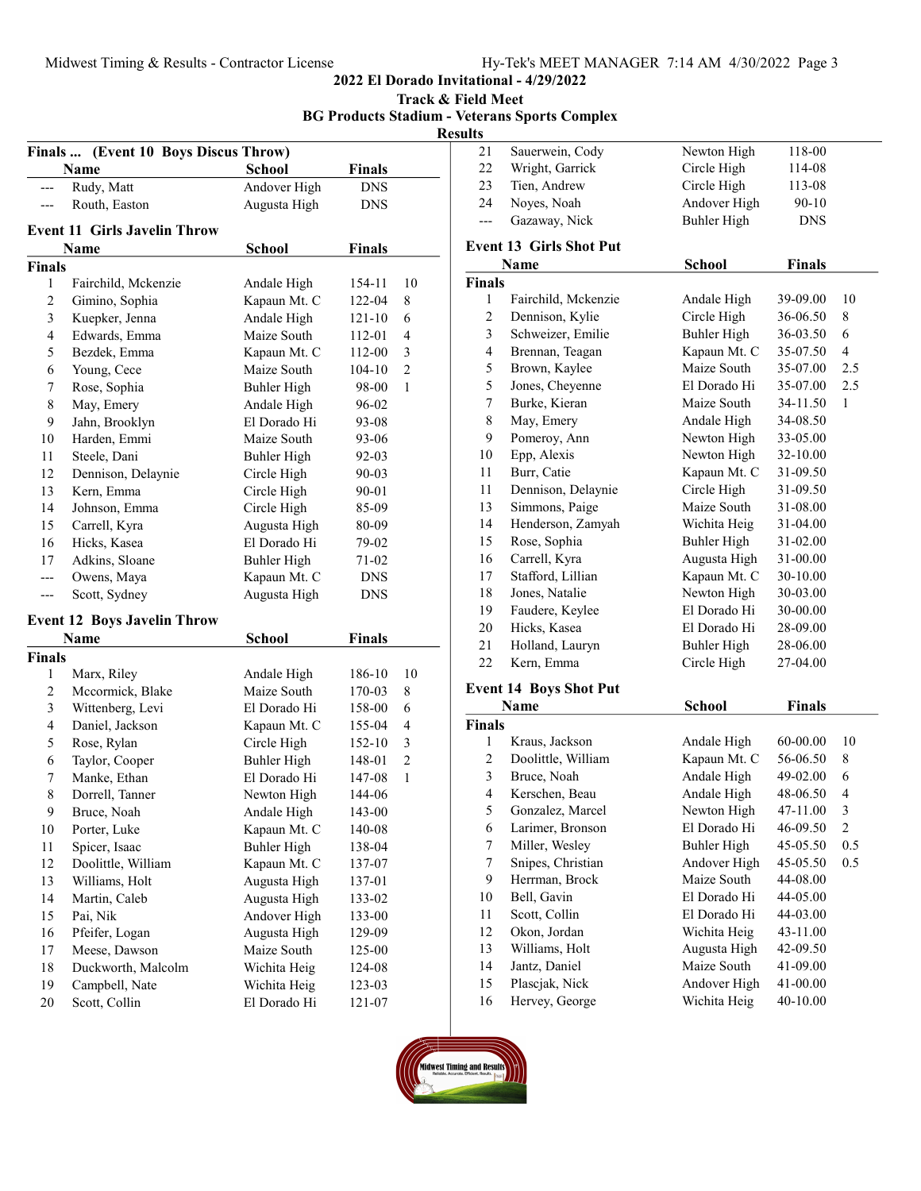## 2022 El Dorado Invitational - 4/29/2022

### Track & Field Meet

### BG Products Stadium - Veterans Sports Complex

### Results

**Finals ... (Event 10 Boys Discus Throw)**

| | Name | School | Finals | |
|---|---|---|---|---|
| --- | Rudy, Matt | Andover High | DNS | |
| --- | Routh, Easton | Augusta High | DNS | |

**Event 11 Girls Javelin Throw**

| | Name | School | Finals | |
|---|---|---|---|---|
| **Finals** | | | | |
| 1 | Fairchild, Mckenzie | Andale High | 154-11 | 10 |
| 2 | Gimino, Sophia | Kapaun Mt. C | 122-04 | 8 |
| 3 | Kuepker, Jenna | Andale High | 121-10 | 6 |
| 4 | Edwards, Emma | Maize South | 112-01 | 4 |
| 5 | Bezdek, Emma | Kapaun Mt. C | 112-00 | 3 |
| 6 | Young, Cece | Maize South | 104-10 | 2 |
| 7 | Rose, Sophia | Buhler High | 98-00 | 1 |
| 8 | May, Emery | Andale High | 96-02 | |
| 9 | Jahn, Brooklyn | El Dorado Hi | 93-08 | |
| 10 | Harden, Emmi | Maize South | 93-06 | |
| 11 | Steele, Dani | Buhler High | 92-03 | |
| 12 | Dennison, Delaynie | Circle High | 90-03 | |
| 13 | Kern, Emma | Circle High | 90-01 | |
| 14 | Johnson, Emma | Circle High | 85-09 | |
| 15 | Carrell, Kyra | Augusta High | 80-09 | |
| 16 | Hicks, Kasea | El Dorado Hi | 79-02 | |
| 17 | Adkins, Sloane | Buhler High | 71-02 | |
| --- | Owens, Maya | Kapaun Mt. C | DNS | |
| --- | Scott, Sydney | Augusta High | DNS | |

**Event 12 Boys Javelin Throw**

| | Name | School | Finals | |
|---|---|---|---|---|
| **Finals** | | | | |
| 1 | Marx, Riley | Andale High | 186-10 | 10 |
| 2 | Mccormick, Blake | Maize South | 170-03 | 8 |
| 3 | Wittenberg, Levi | El Dorado Hi | 158-00 | 6 |
| 4 | Daniel, Jackson | Kapaun Mt. C | 155-04 | 4 |
| 5 | Rose, Rylan | Circle High | 152-10 | 3 |
| 6 | Taylor, Cooper | Buhler High | 148-01 | 2 |
| 7 | Manke, Ethan | El Dorado Hi | 147-08 | 1 |
| 8 | Dorrell, Tanner | Newton High | 144-06 | |
| 9 | Bruce, Noah | Andale High | 143-00 | |
| 10 | Porter, Luke | Kapaun Mt. C | 140-08 | |
| 11 | Spicer, Isaac | Buhler High | 138-04 | |
| 12 | Doolittle, William | Kapaun Mt. C | 137-07 | |
| 13 | Williams, Holt | Augusta High | 137-01 | |
| 14 | Martin, Caleb | Augusta High | 133-02 | |
| 15 | Pai, Nik | Andover High | 133-00 | |
| 16 | Pfeifer, Logan | Augusta High | 129-09 | |
| 17 | Meese, Dawson | Maize South | 125-00 | |
| 18 | Duckworth, Malcolm | Wichita Heig | 124-08 | |
| 19 | Campbell, Nate | Wichita Heig | 123-03 | |
| 20 | Scott, Collin | El Dorado Hi | 121-07 | |
| 21 | Sauerwein, Cody | Newton High | 118-00 | |
| 22 | Wright, Garrick | Circle High | 114-08 | |
| 23 | Tien, Andrew | Circle High | 113-08 | |
| 24 | Noyes, Noah | Andover High | 90-10 | |
| --- | Gazaway, Nick | Buhler High | DNS | |

**Event 13 Girls Shot Put**

| | Name | School | Finals | |
|---|---|---|---|---|
| **Finals** | | | | |
| 1 | Fairchild, Mckenzie | Andale High | 39-09.00 | 10 |
| 2 | Dennison, Kylie | Circle High | 36-06.50 | 8 |
| 3 | Schweizer, Emilie | Buhler High | 36-03.50 | 6 |
| 4 | Brennan, Teagan | Kapaun Mt. C | 35-07.50 | 4 |
| 5 | Brown, Kaylee | Maize South | 35-07.00 | 2.5 |
| 5 | Jones, Cheyenne | El Dorado Hi | 35-07.00 | 2.5 |
| 7 | Burke, Kieran | Maize South | 34-11.50 | 1 |
| 8 | May, Emery | Andale High | 34-08.50 | |
| 9 | Pomeroy, Ann | Newton High | 33-05.00 | |
| 10 | Epp, Alexis | Newton High | 32-10.00 | |
| 11 | Burr, Catie | Kapaun Mt. C | 31-09.50 | |
| 11 | Dennison, Delaynie | Circle High | 31-09.50 | |
| 13 | Simmons, Paige | Maize South | 31-08.00 | |
| 14 | Henderson, Zamyah | Wichita Heig | 31-04.00 | |
| 15 | Rose, Sophia | Buhler High | 31-02.00 | |
| 16 | Carrell, Kyra | Augusta High | 31-00.00 | |
| 17 | Stafford, Lillian | Kapaun Mt. C | 30-10.00 | |
| 18 | Jones, Natalie | Newton High | 30-03.00 | |
| 19 | Faudere, Keylee | El Dorado Hi | 30-00.00 | |
| 20 | Hicks, Kasea | El Dorado Hi | 28-09.00 | |
| 21 | Holland, Lauryn | Buhler High | 28-06.00 | |
| 22 | Kern, Emma | Circle High | 27-04.00 | |

**Event 14 Boys Shot Put**

| | Name | School | Finals | |
|---|---|---|---|---|
| **Finals** | | | | |
| 1 | Kraus, Jackson | Andale High | 60-00.00 | 10 |
| 2 | Doolittle, William | Kapaun Mt. C | 56-06.50 | 8 |
| 3 | Bruce, Noah | Andale High | 49-02.00 | 6 |
| 4 | Kerschen, Beau | Andale High | 48-06.50 | 4 |
| 5 | Gonzalez, Marcel | Newton High | 47-11.00 | 3 |
| 6 | Larimer, Bronson | El Dorado Hi | 46-09.50 | 2 |
| 7 | Miller, Wesley | Buhler High | 45-05.50 | 0.5 |
| 7 | Snipes, Christian | Andover High | 45-05.50 | 0.5 |
| 9 | Herrman, Brock | Maize South | 44-08.00 | |
| 10 | Bell, Gavin | El Dorado Hi | 44-05.00 | |
| 11 | Scott, Collin | El Dorado Hi | 44-03.00 | |
| 12 | Okon, Jordan | Wichita Heig | 43-11.00 | |
| 13 | Williams, Holt | Augusta High | 42-09.50 | |
| 14 | Jantz, Daniel | Maize South | 41-09.00 | |
| 15 | Plascjak, Nick | Andover High | 41-00.00 | |
| 16 | Hervey, George | Wichita Heig | 40-10.00 | |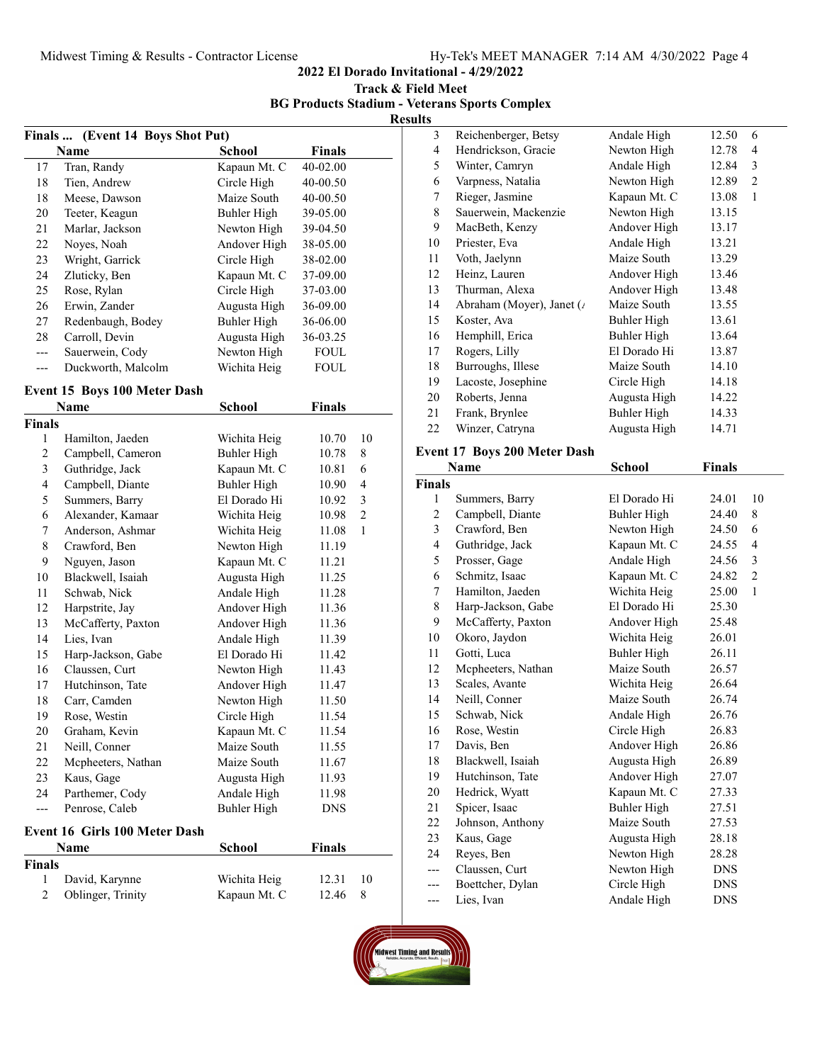## 2022 El Dorado Invitational - 4/29/2022

## Track & Field Meet

## BG Products Stadium - Veterans Sports Complex

## Results

### Finals ... (Event 14 Boys Shot Put)

| | Name | School | Finals |
|---|---|---|---|
| 17 | Tran, Randy | Kapaun Mt. C | 40-02.00 |
| 18 | Tien, Andrew | Circle High | 40-00.50 |
| 18 | Meese, Dawson | Maize South | 40-00.50 |
| 20 | Teeter, Keagun | Buhler High | 39-05.00 |
| 21 | Marlar, Jackson | Newton High | 39-04.50 |
| 22 | Noyes, Noah | Andover High | 38-05.00 |
| 23 | Wright, Garrick | Circle High | 38-02.00 |
| 24 | Zluticky, Ben | Kapaun Mt. C | 37-09.00 |
| 25 | Rose, Rylan | Circle High | 37-03.00 |
| 26 | Erwin, Zander | Augusta High | 36-09.00 |
| 27 | Redenbaugh, Bodey | Buhler High | 36-06.00 |
| 28 | Carroll, Devin | Augusta High | 36-03.25 |
| --- | Sauerwein, Cody | Newton High | FOUL |
| --- | Duckworth, Malcolm | Wichita Heig | FOUL |

### Event 15 Boys 100 Meter Dash

| | Name | School | Finals | |
|---|---|---|---|---|
| **Finals** | | | | |
| 1 | Hamilton, Jaeden | Wichita Heig | 10.70 | 10 |
| 2 | Campbell, Cameron | Buhler High | 10.78 | 8 |
| 3 | Guthridge, Jack | Kapaun Mt. C | 10.81 | 6 |
| 4 | Campbell, Diante | Buhler High | 10.90 | 4 |
| 5 | Summers, Barry | El Dorado Hi | 10.92 | 3 |
| 6 | Alexander, Kamaar | Wichita Heig | 10.98 | 2 |
| 7 | Anderson, Ashmar | Wichita Heig | 11.08 | 1 |
| 8 | Crawford, Ben | Newton High | 11.19 | |
| 9 | Nguyen, Jason | Kapaun Mt. C | 11.21 | |
| 10 | Blackwell, Isaiah | Augusta High | 11.25 | |
| 11 | Schwab, Nick | Andale High | 11.28 | |
| 12 | Harpstrite, Jay | Andover High | 11.36 | |
| 13 | McCafferty, Paxton | Andover High | 11.36 | |
| 14 | Lies, Ivan | Andale High | 11.39 | |
| 15 | Harp-Jackson, Gabe | El Dorado Hi | 11.42 | |
| 16 | Claussen, Curt | Newton High | 11.43 | |
| 17 | Hutchinson, Tate | Andover High | 11.47 | |
| 18 | Carr, Camden | Newton High | 11.50 | |
| 19 | Rose, Westin | Circle High | 11.54 | |
| 20 | Graham, Kevin | Kapaun Mt. C | 11.54 | |
| 21 | Neill, Conner | Maize South | 11.55 | |
| 22 | Mcpheeters, Nathan | Maize South | 11.67 | |
| 23 | Kaus, Gage | Augusta High | 11.93 | |
| 24 | Parthemer, Cody | Andale High | 11.98 | |
| --- | Penrose, Caleb | Buhler High | DNS | |

### Event 16 Girls 100 Meter Dash

| | Name | School | Finals | |
|---|---|---|---|---|
| **Finals** | | | | |
| 1 | David, Karynne | Wichita Heig | 12.31 | 10 |
| 2 | Oblinger, Trinity | Kapaun Mt. C | 12.46 | 8 |
| 3 | Reichenberger, Betsy | Andale High | 12.50 | 6 |
| 4 | Hendrickson, Gracie | Newton High | 12.78 | 4 |
| 5 | Winter, Camryn | Andale High | 12.84 | 3 |
| 6 | Varpness, Natalia | Newton High | 12.89 | 2 |
| 7 | Rieger, Jasmine | Kapaun Mt. C | 13.08 | 1 |
| 8 | Sauerwein, Mackenzie | Newton High | 13.15 | |
| 9 | MacBeth, Kenzy | Andover High | 13.17 | |
| 10 | Priester, Eva | Andale High | 13.21 | |
| 11 | Voth, Jaelynn | Maize South | 13.29 | |
| 12 | Heinz, Lauren | Andover High | 13.46 | |
| 13 | Thurman, Alexa | Andover High | 13.48 | |
| 14 | Abraham (Moyer), Janet (/ | Maize South | 13.55 | |
| 15 | Koster, Ava | Buhler High | 13.61 | |
| 16 | Hemphill, Erica | Buhler High | 13.64 | |
| 17 | Rogers, Lilly | El Dorado Hi | 13.87 | |
| 18 | Burroughs, Illese | Maize South | 14.10 | |
| 19 | Lacoste, Josephine | Circle High | 14.18 | |
| 20 | Roberts, Jenna | Augusta High | 14.22 | |
| 21 | Frank, Brynlee | Buhler High | 14.33 | |
| 22 | Winzer, Catryna | Augusta High | 14.71 | |

### Event 17 Boys 200 Meter Dash

| | Name | School | Finals | |
|---|---|---|---|---|
| **Finals** | | | | |
| 1 | Summers, Barry | El Dorado Hi | 24.01 | 10 |
| 2 | Campbell, Diante | Buhler High | 24.40 | 8 |
| 3 | Crawford, Ben | Newton High | 24.50 | 6 |
| 4 | Guthridge, Jack | Kapaun Mt. C | 24.55 | 4 |
| 5 | Prosser, Gage | Andale High | 24.56 | 3 |
| 6 | Schmitz, Isaac | Kapaun Mt. C | 24.82 | 2 |
| 7 | Hamilton, Jaeden | Wichita Heig | 25.00 | 1 |
| 8 | Harp-Jackson, Gabe | El Dorado Hi | 25.30 | |
| 9 | McCafferty, Paxton | Andover High | 25.48 | |
| 10 | Okoro, Jaydon | Wichita Heig | 26.01 | |
| 11 | Gotti, Luca | Buhler High | 26.11 | |
| 12 | Mcpheeters, Nathan | Maize South | 26.57 | |
| 13 | Scales, Avante | Wichita Heig | 26.64 | |
| 14 | Neill, Conner | Maize South | 26.74 | |
| 15 | Schwab, Nick | Andale High | 26.76 | |
| 16 | Rose, Westin | Circle High | 26.83 | |
| 17 | Davis, Ben | Andover High | 26.86 | |
| 18 | Blackwell, Isaiah | Augusta High | 26.89 | |
| 19 | Hutchinson, Tate | Andover High | 27.07 | |
| 20 | Hedrick, Wyatt | Kapaun Mt. C | 27.33 | |
| 21 | Spicer, Isaac | Buhler High | 27.51 | |
| 22 | Johnson, Anthony | Maize South | 27.53 | |
| 23 | Kaus, Gage | Augusta High | 28.18 | |
| 24 | Reyes, Ben | Newton High | 28.28 | |
| --- | Claussen, Curt | Newton High | DNS | |
| --- | Boettcher, Dylan | Circle High | DNS | |
| --- | Lies, Ivan | Andale High | DNS | |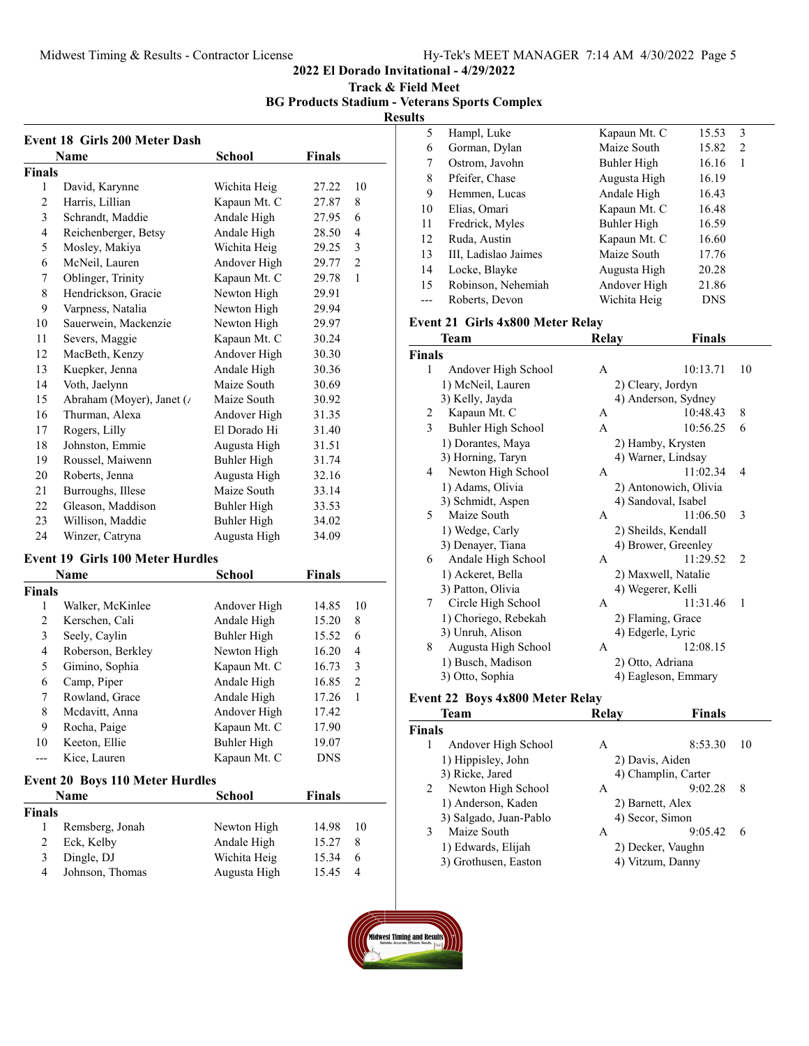# 2022 El Dorado Invitational - 4/29/2022

## Track & Field Meet

### BG Products Stadium - Veterans Sports Complex

### Results

#### Event 18 Girls 200 Meter Dash

| | Name | School | Finals | |
|---|---|---|---|---|
| **Finals** | | | | |
| 1 | David, Karynne | Wichita Heig | 27.22 | 10 |
| 2 | Harris, Lillian | Kapaun Mt. C | 27.87 | 8 |
| 3 | Schrandt, Maddie | Andale High | 27.95 | 6 |
| 4 | Reichenberger, Betsy | Andale High | 28.50 | 4 |
| 5 | Mosley, Makiya | Wichita Heig | 29.25 | 3 |
| 6 | McNeil, Lauren | Andover High | 29.77 | 2 |
| 7 | Oblinger, Trinity | Kapaun Mt. C | 29.78 | 1 |
| 8 | Hendrickson, Gracie | Newton High | 29.91 | |
| 9 | Varpness, Natalia | Newton High | 29.94 | |
| 10 | Sauerwein, Mackenzie | Newton High | 29.97 | |
| 11 | Severs, Maggie | Kapaun Mt. C | 30.24 | |
| 12 | MacBeth, Kenzy | Andover High | 30.30 | |
| 13 | Kuepker, Jenna | Andale High | 30.36 | |
| 14 | Voth, Jaelynn | Maize South | 30.69 | |
| 15 | Abraham (Moyer), Janet (/ | Maize South | 30.92 | |
| 16 | Thurman, Alexa | Andover High | 31.35 | |
| 17 | Rogers, Lilly | El Dorado Hi | 31.40 | |
| 18 | Johnston, Emmie | Augusta High | 31.51 | |
| 19 | Roussel, Maiwenn | Buhler High | 31.74 | |
| 20 | Roberts, Jenna | Augusta High | 32.16 | |
| 21 | Burroughs, Illese | Maize South | 33.14 | |
| 22 | Gleason, Maddison | Buhler High | 33.53 | |
| 23 | Willison, Maddie | Buhler High | 34.02 | |
| 24 | Winzer, Catryna | Augusta High | 34.09 | |

#### Event 19 Girls 100 Meter Hurdles

| | Name | School | Finals | |
|---|---|---|---|---|
| **Finals** | | | | |
| 1 | Walker, McKinlee | Andover High | 14.85 | 10 |
| 2 | Kerschen, Cali | Andale High | 15.20 | 8 |
| 3 | Seely, Caylin | Buhler High | 15.52 | 6 |
| 4 | Roberson, Berkley | Newton High | 16.20 | 4 |
| 5 | Gimino, Sophia | Kapaun Mt. C | 16.73 | 3 |
| 6 | Camp, Piper | Andale High | 16.85 | 2 |
| 7 | Rowland, Grace | Andale High | 17.26 | 1 |
| 8 | Mcdavitt, Anna | Andover High | 17.42 | |
| 9 | Rocha, Paige | Kapaun Mt. C | 17.90 | |
| 10 | Keeton, Ellie | Buhler High | 19.07 | |
| --- | Kice, Lauren | Kapaun Mt. C | DNS | |

#### Event 20 Boys 110 Meter Hurdles

| | Name | School | Finals | |
|---|---|---|---|---|
| **Finals** | | | | |
| 1 | Remsberg, Jonah | Newton High | 14.98 | 10 |
| 2 | Eck, Kelby | Andale High | 15.27 | 8 |
| 3 | Dingle, DJ | Wichita Heig | 15.34 | 6 |
| 4 | Johnson, Thomas | Augusta High | 15.45 | 4 |
| 5 | Hampl, Luke | Kapaun Mt. C | 15.53 | 3 |
| 6 | Gorman, Dylan | Maize South | 15.82 | 2 |
| 7 | Ostrom, Javohn | Buhler High | 16.16 | 1 |
| 8 | Pfeifer, Chase | Augusta High | 16.19 | |
| 9 | Hemmen, Lucas | Andale High | 16.43 | |
| 10 | Elias, Omari | Kapaun Mt. C | 16.48 | |
| 11 | Fredrick, Myles | Buhler High | 16.59 | |
| 12 | Ruda, Austin | Kapaun Mt. C | 16.60 | |
| 13 | III, Ladislao Jaimes | Maize South | 17.76 | |
| 14 | Locke, Blayke | Augusta High | 20.28 | |
| 15 | Robinson, Nehemiah | Andover High | 21.86 | |
| --- | Roberts, Devon | Wichita Heig | DNS | |

#### Event 21 Girls 4x800 Meter Relay

| | Team | Relay | Finals | |
|---|---|---|---|---|
| **Finals** | | | | |
| 1 | Andover High School | A | 10:13.71 | 10 |
| | 1) McNeil, Lauren | 2) Cleary, Jordyn | | |
| | 3) Kelly, Jayda | 4) Anderson, Sydney | | |
| 2 | Kapaun Mt. C | A | 10:48.43 | 8 |
| 3 | Buhler High School | A | 10:56.25 | 6 |
| | 1) Dorantes, Maya | 2) Hamby, Krysten | | |
| | 3) Horning, Taryn | 4) Warner, Lindsay | | |
| 4 | Newton High School | A | 11:02.34 | 4 |
| | 1) Adams, Olivia | 2) Antonowich, Olivia | | |
| | 3) Schmidt, Aspen | 4) Sandoval, Isabel | | |
| 5 | Maize South | A | 11:06.50 | 3 |
| | 1) Wedge, Carly | 2) Sheilds, Kendall | | |
| | 3) Denayer, Tiana | 4) Brower, Greenley | | |
| 6 | Andale High School | A | 11:29.52 | 2 |
| | 1) Ackeret, Bella | 2) Maxwell, Natalie | | |
| | 3) Patton, Olivia | 4) Wegerer, Kelli | | |
| 7 | Circle High School | A | 11:31.46 | 1 |
| | 1) Choriego, Rebekah | 2) Flaming, Grace | | |
| | 3) Unruh, Alison | 4) Edgerle, Lyric | | |
| 8 | Augusta High School | A | 12:08.15 | |
| | 1) Busch, Madison | 2) Otto, Adriana | | |
| | 3) Otto, Sophia | 4) Eagleson, Emmary | | |

#### Event 22 Boys 4x800 Meter Relay

| | Team | Relay | Finals | |
|---|---|---|---|---|
| **Finals** | | | | |
| 1 | Andover High School | A | 8:53.30 | 10 |
| | 1) Hippisley, John | 2) Davis, Aiden | | |
| | 3) Ricke, Jared | 4) Champlin, Carter | | |
| 2 | Newton High School | A | 9:02.28 | 8 |
| | 1) Anderson, Kaden | 2) Barnett, Alex | | |
| | 3) Salgado, Juan-Pablo | 4) Secor, Simon | | |
| 3 | Maize South | A | 9:05.42 | 6 |
| | 1) Edwards, Elijah | 2) Decker, Vaughn | | |
| | 3) Grothusen, Easton | 4) Vitzum, Danny | | |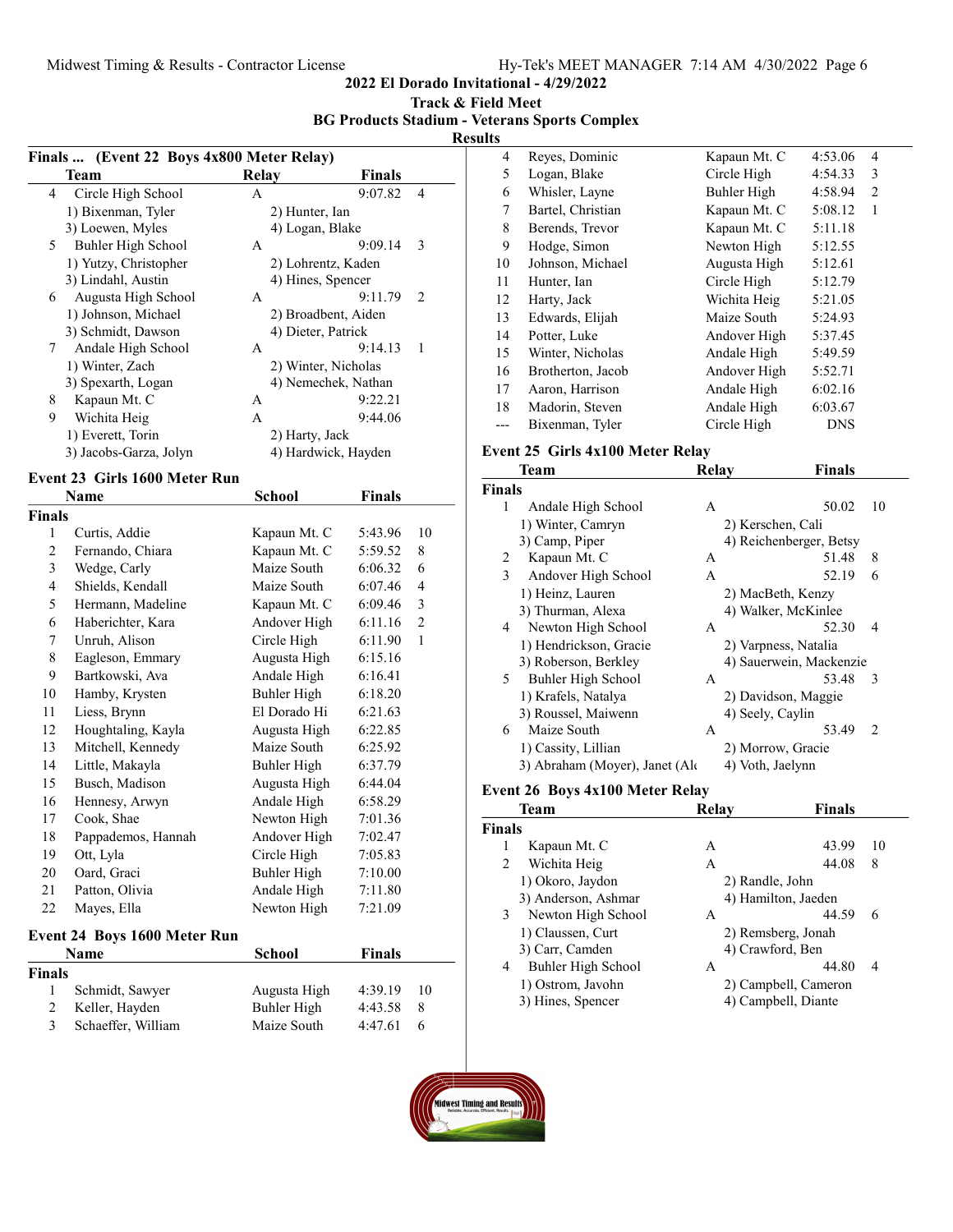2022 El Dorado Invitational - 4/29/2022

Track & Field Meet

BG Products Stadium - Veterans Sports Complex

Results

### Finals ... (Event 22 Boys 4x800 Meter Relay)

| | Team | Relay | Finals | |
|---|---|---|---|---|
| 4 | Circle High School | A | 9:07.82 | 4 |
| | 1) Bixenman, Tyler | 2) Hunter, Ian | | |
| | 3) Loewen, Myles | 4) Logan, Blake | | |
| 5 | Buhler High School | A | 9:09.14 | 3 |
| | 1) Yutzy, Christopher | 2) Lohrentz, Kaden | | |
| | 3) Lindahl, Austin | 4) Hines, Spencer | | |
| 6 | Augusta High School | A | 9:11.79 | 2 |
| | 1) Johnson, Michael | 2) Broadbent, Aiden | | |
| | 3) Schmidt, Dawson | 4) Dieter, Patrick | | |
| 7 | Andale High School | A | 9:14.13 | 1 |
| | 1) Winter, Zach | 2) Winter, Nicholas | | |
| | 3) Spexarth, Logan | 4) Nemechek, Nathan | | |
| 8 | Kapaun Mt. C | A | 9:22.21 | |
| 9 | Wichita Heig | A | 9:44.06 | |
| | 1) Everett, Torin | 2) Harty, Jack | | |
| | 3) Jacobs-Garza, Jolyn | 4) Hardwick, Hayden | | |

### Event 23 Girls 1600 Meter Run

| | Name | School | Finals | |
|---|---|---|---|---|
| **Finals** | | | | |
| 1 | Curtis, Addie | Kapaun Mt. C | 5:43.96 | 10 |
| 2 | Fernando, Chiara | Kapaun Mt. C | 5:59.52 | 8 |
| 3 | Wedge, Carly | Maize South | 6:06.32 | 6 |
| 4 | Shields, Kendall | Maize South | 6:07.46 | 4 |
| 5 | Hermann, Madeline | Kapaun Mt. C | 6:09.46 | 3 |
| 6 | Haberichter, Kara | Andover High | 6:11.16 | 2 |
| 7 | Unruh, Alison | Circle High | 6:11.90 | 1 |
| 8 | Eagleson, Emmary | Augusta High | 6:15.16 | |
| 9 | Bartkowski, Ava | Andale High | 6:16.41 | |
| 10 | Hamby, Krysten | Buhler High | 6:18.20 | |
| 11 | Liess, Brynn | El Dorado Hi | 6:21.63 | |
| 12 | Houghtaling, Kayla | Augusta High | 6:22.85 | |
| 13 | Mitchell, Kennedy | Maize South | 6:25.92 | |
| 14 | Little, Makayla | Buhler High | 6:37.79 | |
| 15 | Busch, Madison | Augusta High | 6:44.04 | |
| 16 | Hennesy, Arwyn | Andale High | 6:58.29 | |
| 17 | Cook, Shae | Newton High | 7:01.36 | |
| 18 | Pappademos, Hannah | Andover High | 7:02.47 | |
| 19 | Ott, Lyla | Circle High | 7:05.83 | |
| 20 | Oard, Graci | Buhler High | 7:10.00 | |
| 21 | Patton, Olivia | Andale High | 7:11.80 | |
| 22 | Mayes, Ella | Newton High | 7:21.09 | |

### Event 24 Boys 1600 Meter Run

| | Name | School | Finals | |
|---|---|---|---|---|
| **Finals** | | | | |
| 1 | Schmidt, Sawyer | Augusta High | 4:39.19 | 10 |
| 2 | Keller, Hayden | Buhler High | 4:43.58 | 8 |
| 3 | Schaeffer, William | Maize South | 4:47.61 | 6 |
| 4 | Reyes, Dominic | Kapaun Mt. C | 4:53.06 | 4 |
| 5 | Logan, Blake | Circle High | 4:54.33 | 3 |
| 6 | Whisler, Layne | Buhler High | 4:58.94 | 2 |
| 7 | Bartel, Christian | Kapaun Mt. C | 5:08.12 | 1 |
| 8 | Berends, Trevor | Kapaun Mt. C | 5:11.18 | |
| 9 | Hodge, Simon | Newton High | 5:12.55 | |
| 10 | Johnson, Michael | Augusta High | 5:12.61 | |
| 11 | Hunter, Ian | Circle High | 5:12.79 | |
| 12 | Harty, Jack | Wichita Heig | 5:21.05 | |
| 13 | Edwards, Elijah | Maize South | 5:24.93 | |
| 14 | Potter, Luke | Andover High | 5:37.45 | |
| 15 | Winter, Nicholas | Andale High | 5:49.59 | |
| 16 | Brotherton, Jacob | Andover High | 5:52.71 | |
| 17 | Aaron, Harrison | Andale High | 6:02.16 | |
| 18 | Madorin, Steven | Andale High | 6:03.67 | |
| --- | Bixenman, Tyler | Circle High | DNS | |

### Event 25 Girls 4x100 Meter Relay

| | Team | Relay | Finals | |
|---|---|---|---|---|
| **Finals** | | | | |
| 1 | Andale High School | A | 50.02 | 10 |
| | 1) Winter, Camryn | 2) Kerschen, Cali | | |
| | 3) Camp, Piper | 4) Reichenberger, Betsy | | |
| 2 | Kapaun Mt. C | A | 51.48 | 8 |
| 3 | Andover High School | A | 52.19 | 6 |
| | 1) Heinz, Lauren | 2) MacBeth, Kenzy | | |
| | 3) Thurman, Alexa | 4) Walker, McKinlee | | |
| 4 | Newton High School | A | 52.30 | 4 |
| | 1) Hendrickson, Gracie | 2) Varpness, Natalia | | |
| | 3) Roberson, Berkley | 4) Sauerwein, Mackenzie | | |
| 5 | Buhler High School | A | 53.48 | 3 |
| | 1) Krafels, Natalya | 2) Davidson, Maggie | | |
| | 3) Roussel, Maiwenn | 4) Seely, Caylin | | |
| 6 | Maize South | A | 53.49 | 2 |
| | 1) Cassity, Lillian | 2) Morrow, Gracie | | |
| | 3) Abraham (Moyer), Janet (Al | 4) Voth, Jaelynn | | |

### Event 26 Boys 4x100 Meter Relay

| | Team | Relay | Finals | |
|---|---|---|---|---|
| **Finals** | | | | |
| 1 | Kapaun Mt. C | A | 43.99 | 10 |
| 2 | Wichita Heig | A | 44.08 | 8 |
| | 1) Okoro, Jaydon | 2) Randle, John | | |
| | 3) Anderson, Ashmar | 4) Hamilton, Jaeden | | |
| 3 | Newton High School | A | 44.59 | 6 |
| | 1) Claussen, Curt | 2) Remsberg, Jonah | | |
| | 3) Carr, Camden | 4) Crawford, Ben | | |
| 4 | Buhler High School | A | 44.80 | 4 |
| | 1) Ostrom, Javohn | 2) Campbell, Cameron | | |
| | 3) Hines, Spencer | 4) Campbell, Diante | | |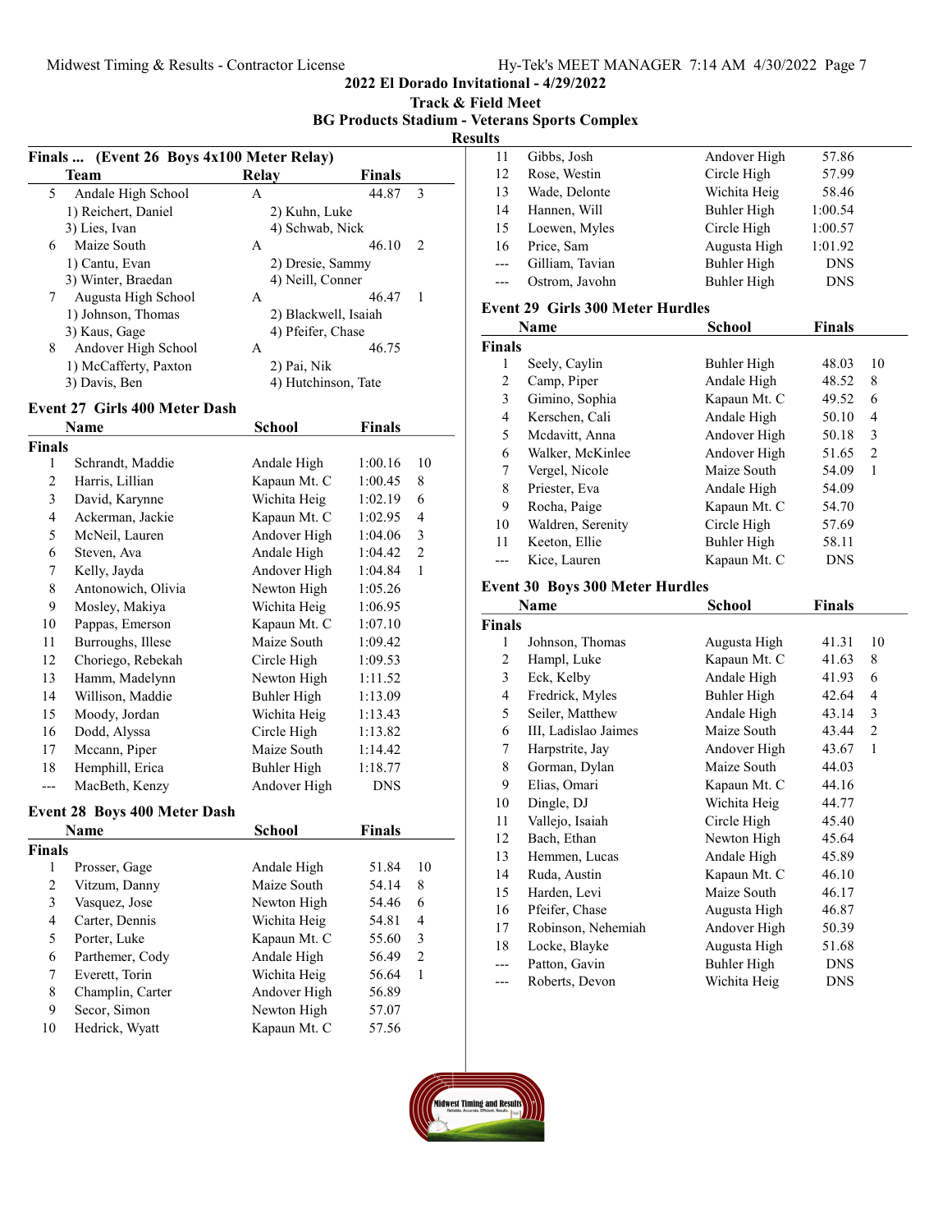2022 El Dorado Invitational - 4/29/2022

Track & Field Meet

BG Products Stadium - Veterans Sports Complex

Results

### Finals ... (Event 26 Boys 4x100 Meter Relay)

| | Team | Relay | Finals | |
|---|---|---|---|---|
| 5 | Andale High School | A | 44.87 | 3 |
| | 1) Reichert, Daniel | 2) Kuhn, Luke | | |
| | 3) Lies, Ivan | 4) Schwab, Nick | | |
| 6 | Maize South | A | 46.10 | 2 |
| | 1) Cantu, Evan | 2) Dresie, Sammy | | |
| | 3) Winter, Braedan | 4) Neill, Conner | | |
| 7 | Augusta High School | A | 46.47 | 1 |
| | 1) Johnson, Thomas | 2) Blackwell, Isaiah | | |
| | 3) Kaus, Gage | 4) Pfeifer, Chase | | |
| 8 | Andover High School | A | 46.75 | |
| | 1) McCafferty, Paxton | 2) Pai, Nik | | |
| | 3) Davis, Ben | 4) Hutchinson, Tate | | |

### Event 27 Girls 400 Meter Dash

**Finals**

| | Name | School | Finals | |
|---|---|---|---|---|
| 1 | Schrandt, Maddie | Andale High | 1:00.16 | 10 |
| 2 | Harris, Lillian | Kapaun Mt. C | 1:00.45 | 8 |
| 3 | David, Karynne | Wichita Heig | 1:02.19 | 6 |
| 4 | Ackerman, Jackie | Kapaun Mt. C | 1:02.95 | 4 |
| 5 | McNeil, Lauren | Andover High | 1:04.06 | 3 |
| 6 | Steven, Ava | Andale High | 1:04.42 | 2 |
| 7 | Kelly, Jayda | Andover High | 1:04.84 | 1 |
| 8 | Antonowich, Olivia | Newton High | 1:05.26 | |
| 9 | Mosley, Makiya | Wichita Heig | 1:06.95 | |
| 10 | Pappas, Emerson | Kapaun Mt. C | 1:07.10 | |
| 11 | Burroughs, Illese | Maize South | 1:09.42 | |
| 12 | Choriego, Rebekah | Circle High | 1:09.53 | |
| 13 | Hamm, Madelynn | Newton High | 1:11.52 | |
| 14 | Willison, Maddie | Buhler High | 1:13.09 | |
| 15 | Moody, Jordan | Wichita Heig | 1:13.43 | |
| 16 | Dodd, Alyssa | Circle High | 1:13.82 | |
| 17 | Mccann, Piper | Maize South | 1:14.42 | |
| 18 | Hemphill, Erica | Buhler High | 1:18.77 | |
| --- | MacBeth, Kenzy | Andover High | DNS | |

### Event 28 Boys 400 Meter Dash

**Finals**

| | Name | School | Finals | |
|---|---|---|---|---|
| 1 | Prosser, Gage | Andale High | 51.84 | 10 |
| 2 | Vitzum, Danny | Maize South | 54.14 | 8 |
| 3 | Vasquez, Jose | Newton High | 54.46 | 6 |
| 4 | Carter, Dennis | Wichita Heig | 54.81 | 4 |
| 5 | Porter, Luke | Kapaun Mt. C | 55.60 | 3 |
| 6 | Parthemer, Cody | Andale High | 56.49 | 2 |
| 7 | Everett, Torin | Wichita Heig | 56.64 | 1 |
| 8 | Champlin, Carter | Andover High | 56.89 | |
| 9 | Secor, Simon | Newton High | 57.07 | |
| 10 | Hedrick, Wyatt | Kapaun Mt. C | 57.56 | |
| 11 | Gibbs, Josh | Andover High | 57.86 | |
| 12 | Rose, Westin | Circle High | 57.99 | |
| 13 | Wade, Delonte | Wichita Heig | 58.46 | |
| 14 | Hannen, Will | Buhler High | 1:00.54 | |
| 15 | Loewen, Myles | Circle High | 1:00.57 | |
| 16 | Price, Sam | Augusta High | 1:01.92 | |
| --- | Gilliam, Tavian | Buhler High | DNS | |
| --- | Ostrom, Javohn | Buhler High | DNS | |

### Event 29 Girls 300 Meter Hurdles

**Finals**

| | Name | School | Finals | |
|---|---|---|---|---|
| 1 | Seely, Caylin | Buhler High | 48.03 | 10 |
| 2 | Camp, Piper | Andale High | 48.52 | 8 |
| 3 | Gimino, Sophia | Kapaun Mt. C | 49.52 | 6 |
| 4 | Kerschen, Cali | Andale High | 50.10 | 4 |
| 5 | Mcdavitt, Anna | Andover High | 50.18 | 3 |
| 6 | Walker, McKinlee | Andover High | 51.65 | 2 |
| 7 | Vergel, Nicole | Maize South | 54.09 | 1 |
| 8 | Priester, Eva | Andale High | 54.09 | |
| 9 | Rocha, Paige | Kapaun Mt. C | 54.70 | |
| 10 | Waldren, Serenity | Circle High | 57.69 | |
| 11 | Keeton, Ellie | Buhler High | 58.11 | |
| --- | Kice, Lauren | Kapaun Mt. C | DNS | |

### Event 30 Boys 300 Meter Hurdles

**Finals**

| | Name | School | Finals | |
|---|---|---|---|---|
| 1 | Johnson, Thomas | Augusta High | 41.31 | 10 |
| 2 | Hampl, Luke | Kapaun Mt. C | 41.63 | 8 |
| 3 | Eck, Kelby | Andale High | 41.93 | 6 |
| 4 | Fredrick, Myles | Buhler High | 42.64 | 4 |
| 5 | Seiler, Matthew | Andale High | 43.14 | 3 |
| 6 | III, Ladislao Jaimes | Maize South | 43.44 | 2 |
| 7 | Harpstrite, Jay | Andover High | 43.67 | 1 |
| 8 | Gorman, Dylan | Maize South | 44.03 | |
| 9 | Elias, Omari | Kapaun Mt. C | 44.16 | |
| 10 | Dingle, DJ | Wichita Heig | 44.77 | |
| 11 | Vallejo, Isaiah | Circle High | 45.40 | |
| 12 | Bach, Ethan | Newton High | 45.64 | |
| 13 | Hemmen, Lucas | Andale High | 45.89 | |
| 14 | Ruda, Austin | Kapaun Mt. C | 46.10 | |
| 15 | Harden, Levi | Maize South | 46.17 | |
| 16 | Pfeifer, Chase | Augusta High | 46.87 | |
| 17 | Robinson, Nehemiah | Andover High | 50.39 | |
| 18 | Locke, Blayke | Augusta High | 51.68 | |
| --- | Patton, Gavin | Buhler High | DNS | |
| --- | Roberts, Devon | Wichita Heig | DNS | |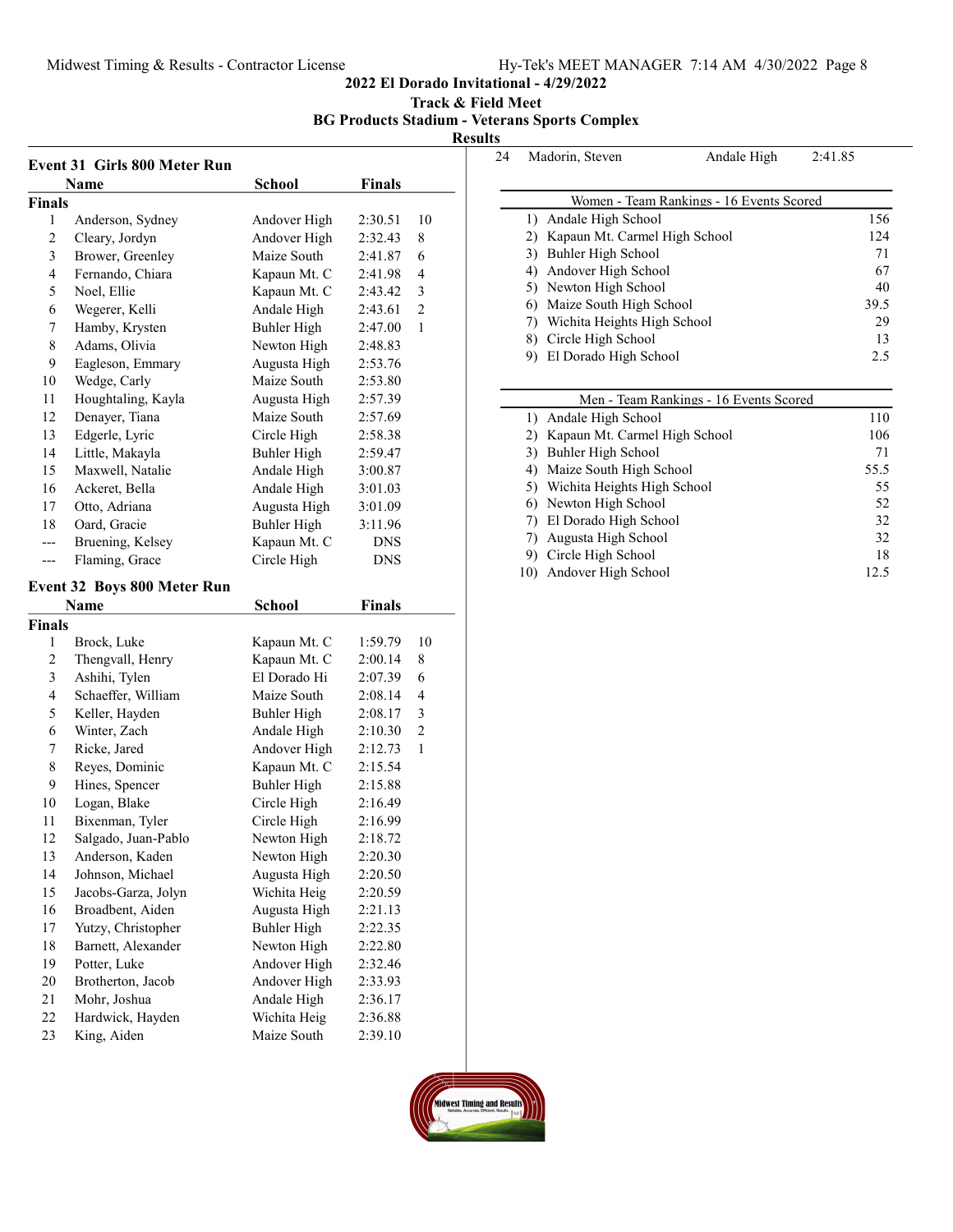## 2022 El Dorado Invitational - 4/29/2022

## Track & Field Meet

## BG Products Stadium - Veterans Sports Complex

## Results

### Event 31 Girls 800 Meter Run

| | Name | School | Finals | |
|---|---|---|---|---|
| **Finals** | | | | |
| 1 | Anderson, Sydney | Andover High | 2:30.51 | 10 |
| 2 | Cleary, Jordyn | Andover High | 2:32.43 | 8 |
| 3 | Brower, Greenley | Maize South | 2:41.87 | 6 |
| 4 | Fernando, Chiara | Kapaun Mt. C | 2:41.98 | 4 |
| 5 | Noel, Ellie | Kapaun Mt. C | 2:43.42 | 3 |
| 6 | Wegerer, Kelli | Andale High | 2:43.61 | 2 |
| 7 | Hamby, Krysten | Buhler High | 2:47.00 | 1 |
| 8 | Adams, Olivia | Newton High | 2:48.83 | |
| 9 | Eagleson, Emmary | Augusta High | 2:53.76 | |
| 10 | Wedge, Carly | Maize South | 2:53.80 | |
| 11 | Houghtaling, Kayla | Augusta High | 2:57.39 | |
| 12 | Denayer, Tiana | Maize South | 2:57.69 | |
| 13 | Edgerle, Lyric | Circle High | 2:58.38 | |
| 14 | Little, Makayla | Buhler High | 2:59.47 | |
| 15 | Maxwell, Natalie | Andale High | 3:00.87 | |
| 16 | Ackeret, Bella | Andale High | 3:01.03 | |
| 17 | Otto, Adriana | Augusta High | 3:01.09 | |
| 18 | Oard, Gracie | Buhler High | 3:11.96 | |
| --- | Bruening, Kelsey | Kapaun Mt. C | DNS | |
| --- | Flaming, Grace | Circle High | DNS | |

### Event 32 Boys 800 Meter Run

| | Name | School | Finals | |
|---|---|---|---|---|
| **Finals** | | | | |
| 1 | Brock, Luke | Kapaun Mt. C | 1:59.79 | 10 |
| 2 | Thengvall, Henry | Kapaun Mt. C | 2:00.14 | 8 |
| 3 | Ashihi, Tylen | El Dorado Hi | 2:07.39 | 6 |
| 4 | Schaeffer, William | Maize South | 2:08.14 | 4 |
| 5 | Keller, Hayden | Buhler High | 2:08.17 | 3 |
| 6 | Winter, Zach | Andale High | 2:10.30 | 2 |
| 7 | Ricke, Jared | Andover High | 2:12.73 | 1 |
| 8 | Reyes, Dominic | Kapaun Mt. C | 2:15.54 | |
| 9 | Hines, Spencer | Buhler High | 2:15.88 | |
| 10 | Logan, Blake | Circle High | 2:16.49 | |
| 11 | Bixenman, Tyler | Circle High | 2:16.99 | |
| 12 | Salgado, Juan-Pablo | Newton High | 2:18.72 | |
| 13 | Anderson, Kaden | Newton High | 2:20.30 | |
| 14 | Johnson, Michael | Augusta High | 2:20.50 | |
| 15 | Jacobs-Garza, Jolyn | Wichita Heig | 2:20.59 | |
| 16 | Broadbent, Aiden | Augusta High | 2:21.13 | |
| 17 | Yutzy, Christopher | Buhler High | 2:22.35 | |
| 18 | Barnett, Alexander | Newton High | 2:22.80 | |
| 19 | Potter, Luke | Andover High | 2:32.46 | |
| 20 | Brotherton, Jacob | Andover High | 2:33.93 | |
| 21 | Mohr, Joshua | Andale High | 2:36.17 | |
| 22 | Hardwick, Hayden | Wichita Heig | 2:36.88 | |
| 23 | King, Aiden | Maize South | 2:39.10 | |
| 24 | Madorin, Steven | Andale High | 2:41.85 | |

### Women - Team Rankings - 16 Events Scored

| | | |
|---|---|---|
| 1) | Andale High School | 156 |
| 2) | Kapaun Mt. Carmel High School | 124 |
| 3) | Buhler High School | 71 |
| 4) | Andover High School | 67 |
| 5) | Newton High School | 40 |
| 6) | Maize South High School | 39.5 |
| 7) | Wichita Heights High School | 29 |
| 8) | Circle High School | 13 |
| 9) | El Dorado High School | 2.5 |

### Men - Team Rankings - 16 Events Scored

| | | |
|---|---|---|
| 1) | Andale High School | 110 |
| 2) | Kapaun Mt. Carmel High School | 106 |
| 3) | Buhler High School | 71 |
| 4) | Maize South High School | 55.5 |
| 5) | Wichita Heights High School | 55 |
| 6) | Newton High School | 52 |
| 7) | El Dorado High School | 32 |
| 7) | Augusta High School | 32 |
| 9) | Circle High School | 18 |
| 10) | Andover High School | 12.5 |